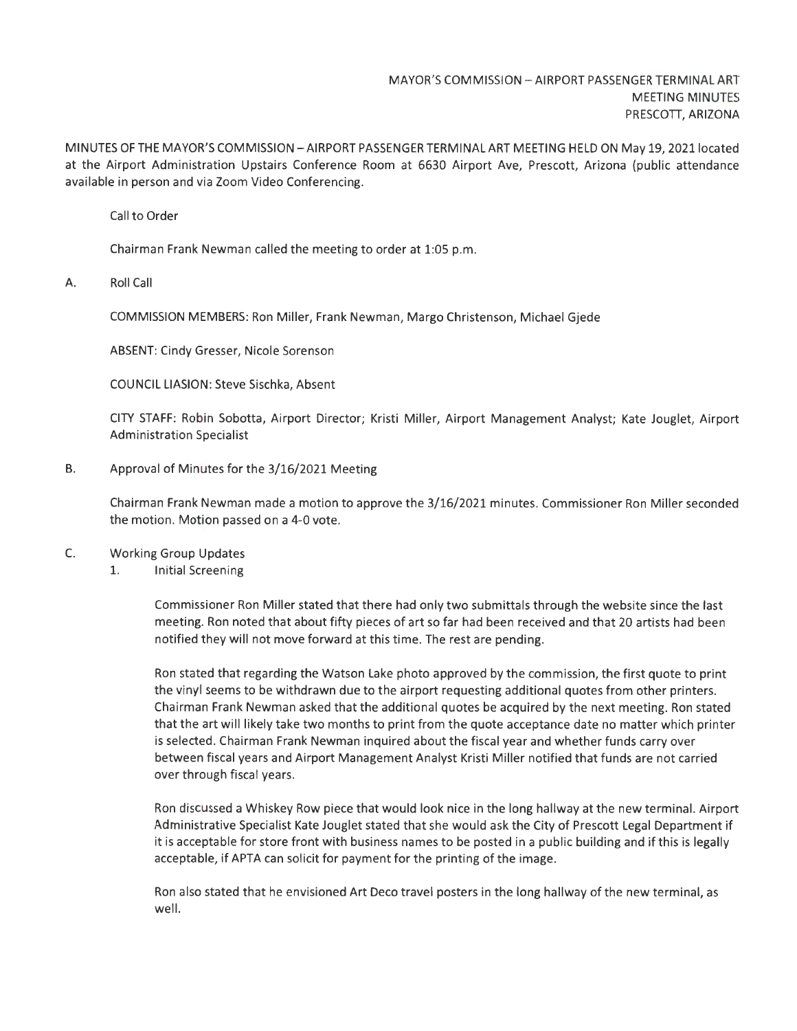MAYOR'S COMMISSION – AIRPORT PASSENGER TERMINAL ART
MEETING MINUTES
PRESCOTT, ARIZONA

MINUTES OF THE MAYOR'S COMMISSION – AIRPORT PASSENGER TERMINAL ART MEETING HELD ON May 19, 2021 located at the Airport Administration Upstairs Conference Room at 6630 Airport Ave, Prescott, Arizona (public attendance available in person and via Zoom Video Conferencing.

Call to Order

Chairman Frank Newman called the meeting to order at 1:05 p.m.

A. Roll Call

COMMISSION MEMBERS: Ron Miller, Frank Newman, Margo Christenson, Michael Gjede

ABSENT: Cindy Gresser, Nicole Sorenson

COUNCIL LIASION: Steve Sischka, Absent

CITY STAFF: Robin Sobotta, Airport Director; Kristi Miller, Airport Management Analyst; Kate Jouglet, Airport Administration Specialist

B. Approval of Minutes for the 3/16/2021 Meeting

Chairman Frank Newman made a motion to approve the 3/16/2021 minutes. Commissioner Ron Miller seconded the motion. Motion passed on a 4-0 vote.

C. Working Group Updates
   1. Initial Screening

      Commissioner Ron Miller stated that there had only two submittals through the website since the last meeting. Ron noted that about fifty pieces of art so far had been received and that 20 artists had been notified they will not move forward at this time. The rest are pending.

      Ron stated that regarding the Watson Lake photo approved by the commission, the first quote to print the vinyl seems to be withdrawn due to the airport requesting additional quotes from other printers. Chairman Frank Newman asked that the additional quotes be acquired by the next meeting. Ron stated that the art will likely take two months to print from the quote acceptance date no matter which printer is selected. Chairman Frank Newman inquired about the fiscal year and whether funds carry over between fiscal years and Airport Management Analyst Kristi Miller notified that funds are not carried over through fiscal years.

      Ron discussed a Whiskey Row piece that would look nice in the long hallway at the new terminal. Airport Administrative Specialist Kate Jouglet stated that she would ask the City of Prescott Legal Department if it is acceptable for store front with business names to be posted in a public building and if this is legally acceptable, if APTA can solicit for payment for the printing of the image.

      Ron also stated that he envisioned Art Deco travel posters in the long hallway of the new terminal, as well.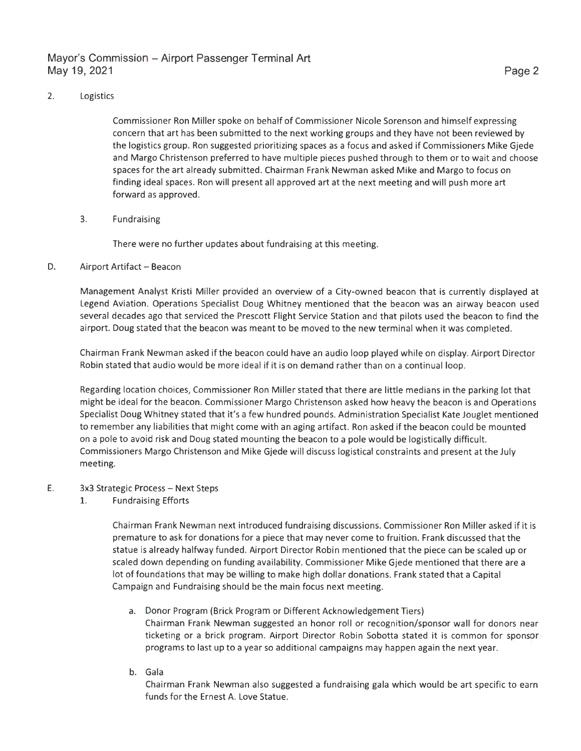2. Logistics

Commissioner Ron Miller spoke on behalf of Commissioner Nicole Sorenson and himself expressing concern that art has been submitted to the next working groups and they have not been reviewed by the logistics group. Ron suggested prioritizing spaces as a focus and asked if Commissioners Mike Gjede and Margo Christenson preferred to have multiple pieces pushed through to them or to wait and choose spaces for the art already submitted. Chairman Frank Newman asked Mike and Margo to focus on finding ideal spaces. Ron will present all approved art at the next meeting and will push more art forward as approved.

3. Fundraising

There were no further updates about fundraising at this meeting.

D. Airport Artifact – Beacon

Management Analyst Kristi Miller provided an overview of a City-owned beacon that is currently displayed at Legend Aviation. Operations Specialist Doug Whitney mentioned that the beacon was an airway beacon used several decades ago that serviced the Prescott Flight Service Station and that pilots used the beacon to find the airport. Doug stated that the beacon was meant to be moved to the new terminal when it was completed.

Chairman Frank Newman asked if the beacon could have an audio loop played while on display. Airport Director Robin stated that audio would be more ideal if it is on demand rather than on a continual loop.

Regarding location choices, Commissioner Ron Miller stated that there are little medians in the parking lot that might be ideal for the beacon. Commissioner Margo Christenson asked how heavy the beacon is and Operations Specialist Doug Whitney stated that it's a few hundred pounds. Administration Specialist Kate Jouglet mentioned to remember any liabilities that might come with an aging artifact. Ron asked if the beacon could be mounted on a pole to avoid risk and Doug stated mounting the beacon to a pole would be logistically difficult. Commissioners Margo Christenson and Mike Gjede will discuss logistical constraints and present at the July meeting.

E. 3x3 Strategic Process – Next Steps

1. Fundraising Efforts

Chairman Frank Newman next introduced fundraising discussions. Commissioner Ron Miller asked if it is premature to ask for donations for a piece that may never come to fruition. Frank discussed that the statue is already halfway funded. Airport Director Robin mentioned that the piece can be scaled up or scaled down depending on funding availability. Commissioner Mike Gjede mentioned that there are a lot of foundations that may be willing to make high dollar donations. Frank stated that a Capital Campaign and Fundraising should be the main focus next meeting.

a. Donor Program (Brick Program or Different Acknowledgement Tiers)
Chairman Frank Newman suggested an honor roll or recognition/sponsor wall for donors near ticketing or a brick program. Airport Director Robin Sobotta stated it is common for sponsor programs to last up to a year so additional campaigns may happen again the next year.

b. Gala
Chairman Frank Newman also suggested a fundraising gala which would be art specific to earn funds for the Ernest A. Love Statue.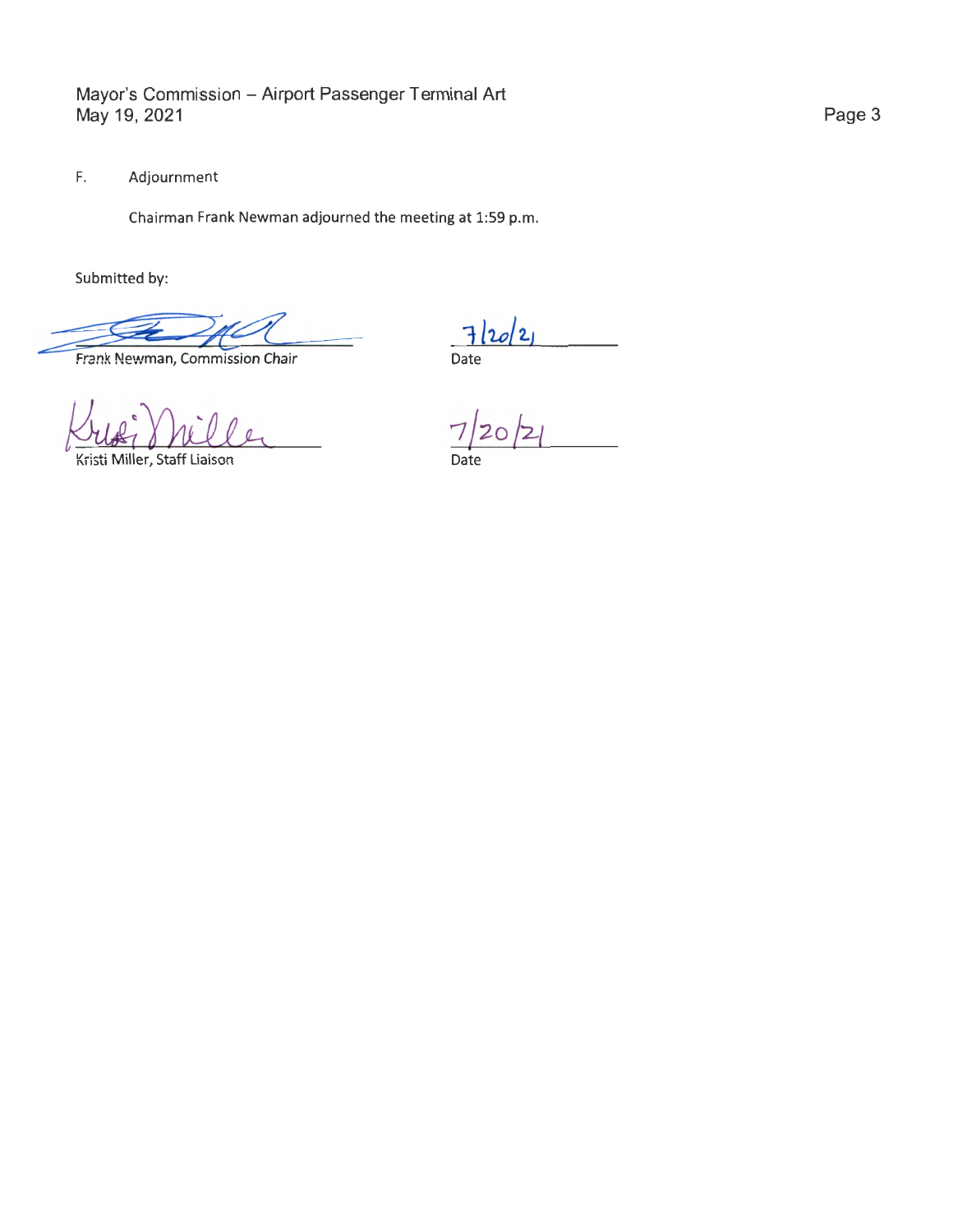F. Adjournment

Chairman Frank Newman adjourned the meeting at 1:59 p.m.

Submitted by:

Frank Newman, Commission Chair — Date: 7/20/21

Kristi Miller, Staff Liaison — Date: 7/20/21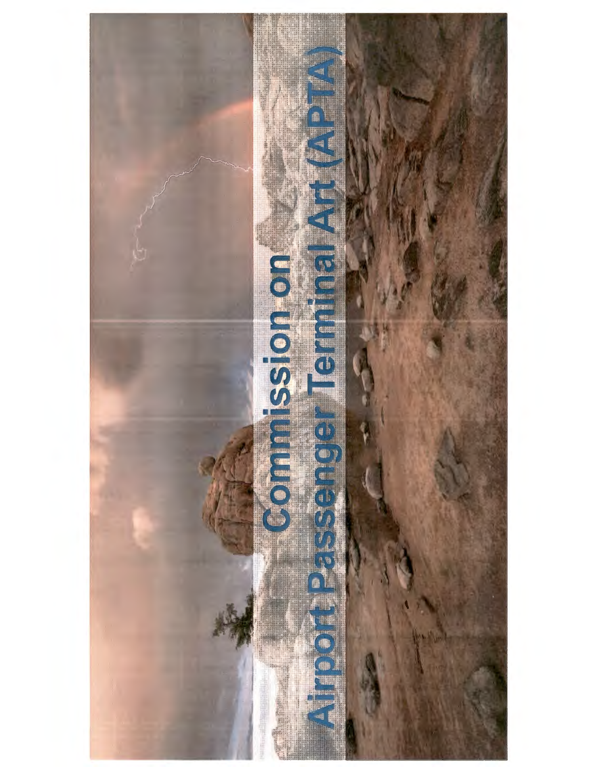# Commission on Airport Passenger Terminal Art (APTA)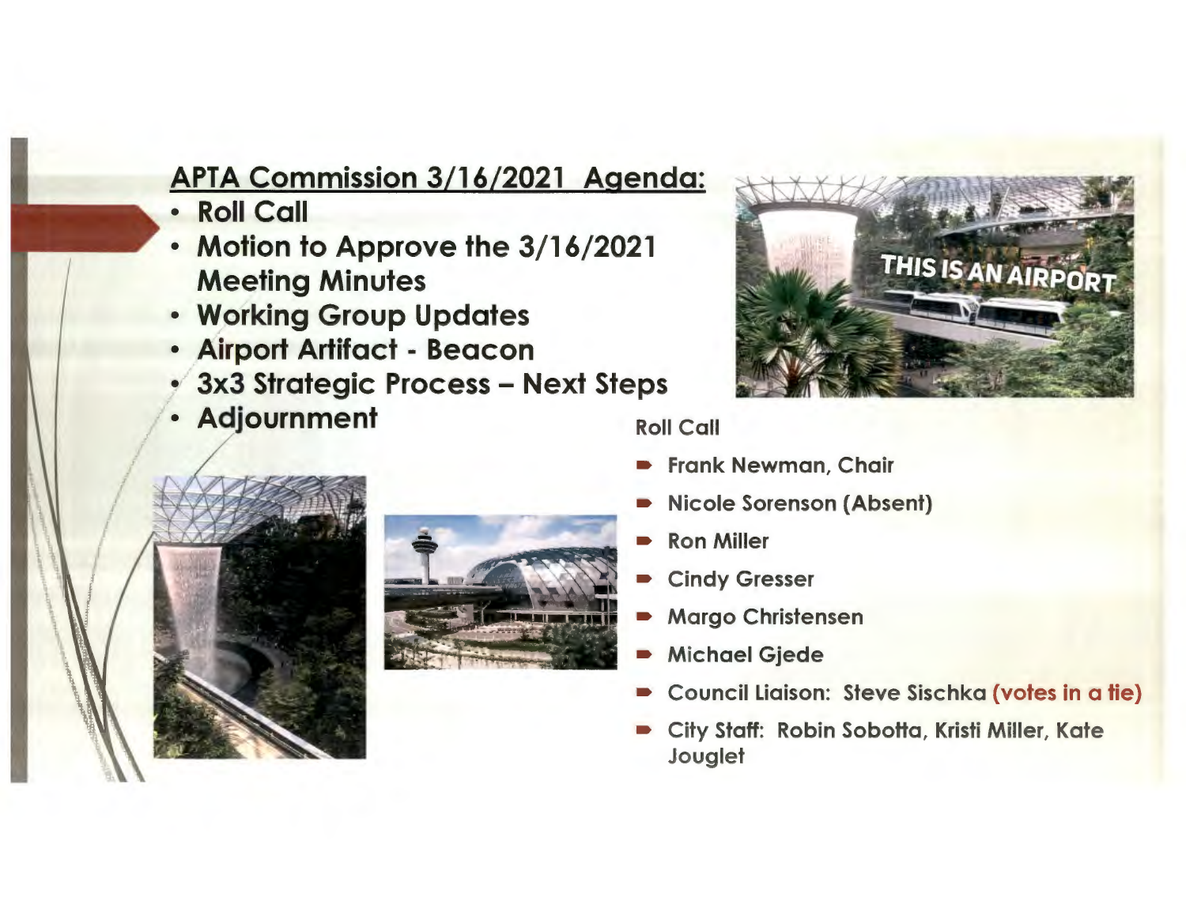## APTA Commission 3/16/2021 Agenda:

- **Roll Call**
- **Motion to Approve the 3/16/2021 Meeting Minutes**
- **Working Group Updates**
- **Airport Artifact - Beacon**
- **3x3 Strategic Process – Next Steps**
- **Adjournment**

THIS IS AN AIRPORT

**Roll Call**

- Frank Newman, Chair
- Nicole Sorenson (Absent)
- Ron Miller
- Cindy Gresser
- Margo Christensen
- Michael Gjede
- Council Liaison: Steve Sischka (votes in a tie)
- City Staff: Robin Sobotta, Kristi Miller, Kate Jouglet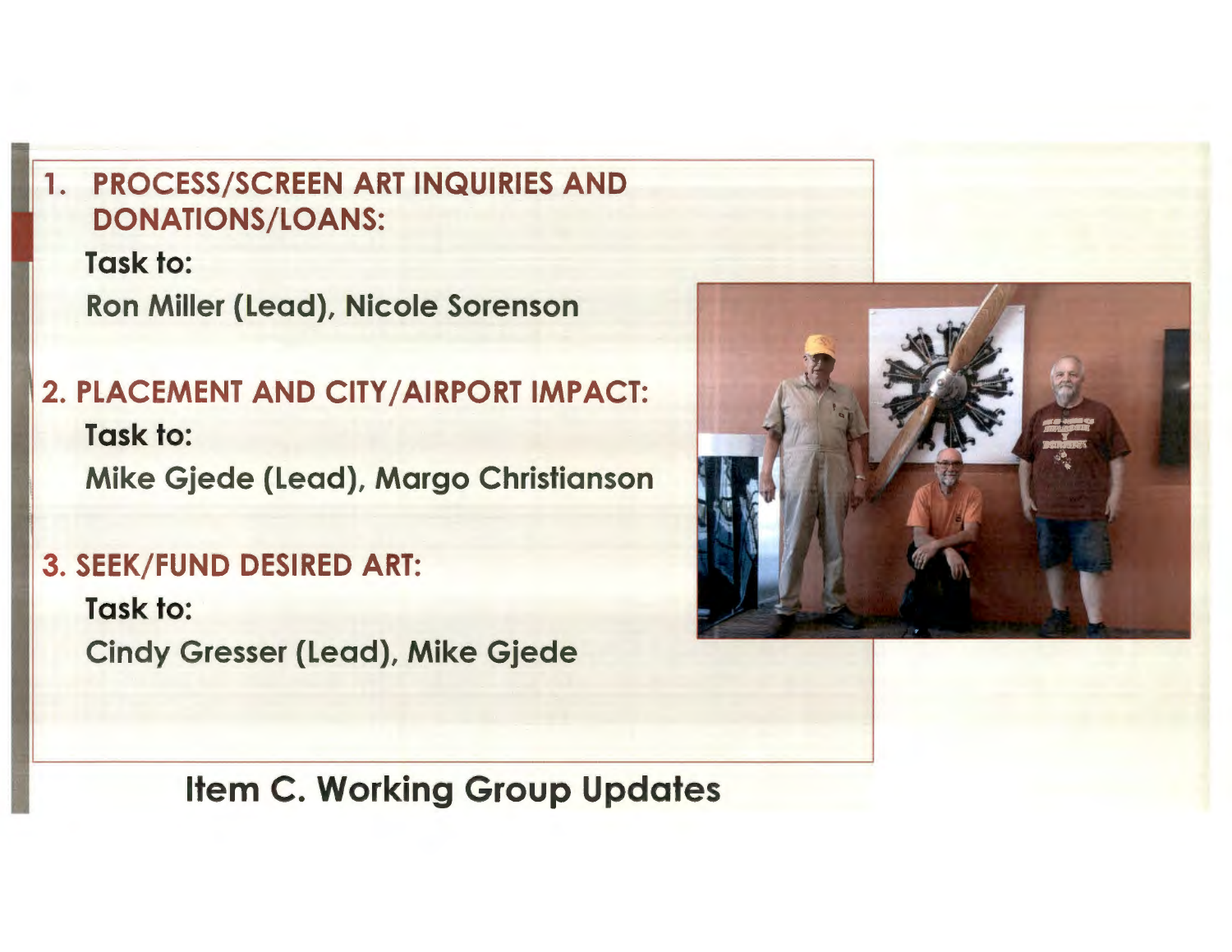1. **PROCESS/SCREEN ART INQUIRIES AND DONATIONS/LOANS:**

   **Task to:**

   **Ron Miller (Lead), Nicole Sorenson**

2. **PLACEMENT AND CITY/AIRPORT IMPACT:**

   **Task to:**

   **Mike Gjede (Lead), Margo Christianson**

3. **SEEK/FUND DESIRED ART:**

   **Task to:**

   **Cindy Gresser (Lead), Mike Gjede**

## Item C. Working Group Updates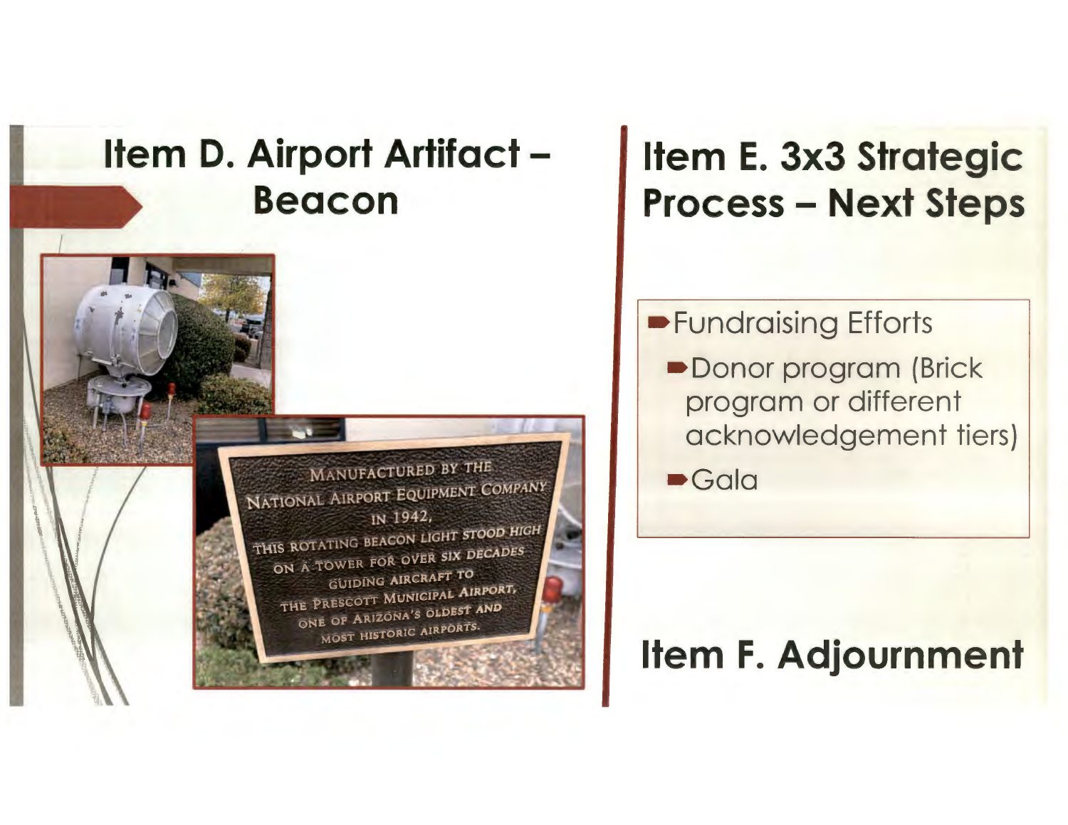## Item D. Airport Artifact – Beacon

MANUFACTURED BY THE NATIONAL AIRPORT EQUIPMENT COMPANY IN 1942, THIS ROTATING BEACON LIGHT STOOD HIGH ON A TOWER FOR OVER SIX DECADES GUIDING AIRCRAFT TO THE PRESCOTT MUNICIPAL AIRPORT, ONE OF ARIZONA'S OLDEST AND MOST HISTORIC AIRPORTS.

## Item E. 3x3 Strategic Process – Next Steps

- Fundraising Efforts
  - Donor program (Brick program or different acknowledgement tiers)
  - Gala

## Item F. Adjournment